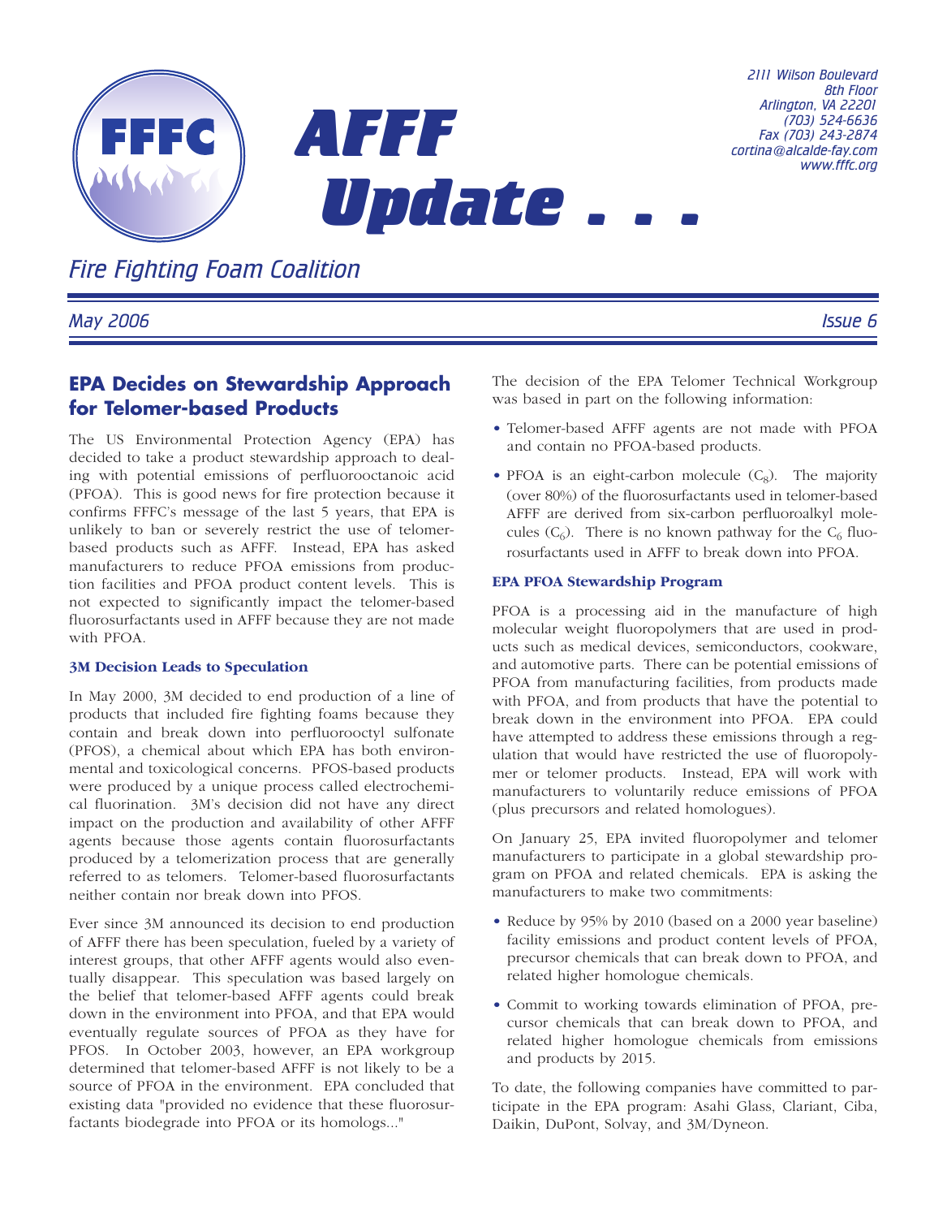# AFFF Update . . .

FFFC

*Fire Fighting Foam Coalition*

*2111 Wilson Boulevard*
*8th Floor*
*Arlington, VA 22201*
*(703) 524-6636*
*Fax (703) 243-2874*
*cortina@alcalde-fay.com*
*www.fffc.org*

*May 2006* — *Issue 6*

## EPA Decides on Stewardship Approach for Telomer-based Products

The US Environmental Protection Agency (EPA) has decided to take a product stewardship approach to dealing with potential emissions of perfluorooctanoic acid (PFOA). This is good news for fire protection because it confirms FFFC's message of the last 5 years, that EPA is unlikely to ban or severely restrict the use of telomer-based products such as AFFF. Instead, EPA has asked manufacturers to reduce PFOA emissions from production facilities and PFOA product content levels. This is not expected to significantly impact the telomer-based fluorosurfactants used in AFFF because they are not made with PFOA.

### 3M Decision Leads to Speculation

In May 2000, 3M decided to end production of a line of products that included fire fighting foams because they contain and break down into perfluorooctyl sulfonate (PFOS), a chemical about which EPA has both environmental and toxicological concerns. PFOS-based products were produced by a unique process called electrochemical fluorination. 3M's decision did not have any direct impact on the production and availability of other AFFF agents because those agents contain fluorosurfactants produced by a telomerization process that are generally referred to as telomers. Telomer-based fluorosurfactants neither contain nor break down into PFOS.

Ever since 3M announced its decision to end production of AFFF there has been speculation, fueled by a variety of interest groups, that other AFFF agents would also eventually disappear. This speculation was based largely on the belief that telomer-based AFFF agents could break down in the environment into PFOA, and that EPA would eventually regulate sources of PFOA as they have for PFOS. In October 2003, however, an EPA workgroup determined that telomer-based AFFF is not likely to be a source of PFOA in the environment. EPA concluded that existing data "provided no evidence that these fluorosurfactants biodegrade into PFOA or its homologs..."

The decision of the EPA Telomer Technical Workgroup was based in part on the following information:

- Telomer-based AFFF agents are not made with PFOA and contain no PFOA-based products.
- PFOA is an eight-carbon molecule ($C_8$). The majority (over 80%) of the fluorosurfactants used in telomer-based AFFF are derived from six-carbon perfluoroalkyl molecules ($C_6$). There is no known pathway for the $C_6$ fluorosurfactants used in AFFF to break down into PFOA.

### EPA PFOA Stewardship Program

PFOA is a processing aid in the manufacture of high molecular weight fluoropolymers that are used in products such as medical devices, semiconductors, cookware, and automotive parts. There can be potential emissions of PFOA from manufacturing facilities, from products made with PFOA, and from products that have the potential to break down in the environment into PFOA. EPA could have attempted to address these emissions through a regulation that would have restricted the use of fluoropolymer or telomer products. Instead, EPA will work with manufacturers to voluntarily reduce emissions of PFOA (plus precursors and related homologues).

On January 25, EPA invited fluoropolymer and telomer manufacturers to participate in a global stewardship program on PFOA and related chemicals. EPA is asking the manufacturers to make two commitments:

- Reduce by 95% by 2010 (based on a 2000 year baseline) facility emissions and product content levels of PFOA, precursor chemicals that can break down to PFOA, and related higher homologue chemicals.
- Commit to working towards elimination of PFOA, precursor chemicals that can break down to PFOA, and related higher homologue chemicals from emissions and products by 2015.

To date, the following companies have committed to participate in the EPA program: Asahi Glass, Clariant, Ciba, Daikin, DuPont, Solvay, and 3M/Dyneon.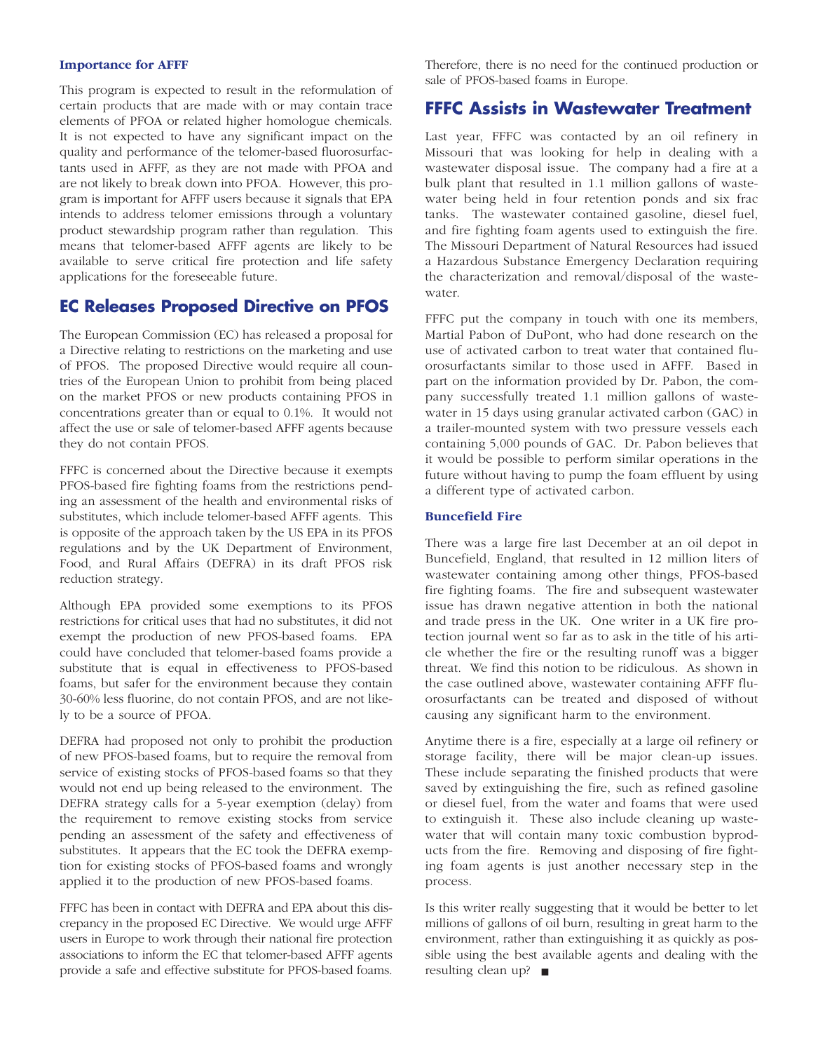### Importance for AFFF

This program is expected to result in the reformulation of certain products that are made with or may contain trace elements of PFOA or related higher homologue chemicals. It is not expected to have any significant impact on the quality and performance of the telomer-based fluorosurfactants used in AFFF, as they are not made with PFOA and are not likely to break down into PFOA. However, this program is important for AFFF users because it signals that EPA intends to address telomer emissions through a voluntary product stewardship program rather than regulation. This means that telomer-based AFFF agents are likely to be available to serve critical fire protection and life safety applications for the foreseeable future.

## EC Releases Proposed Directive on PFOS

The European Commission (EC) has released a proposal for a Directive relating to restrictions on the marketing and use of PFOS. The proposed Directive would require all countries of the European Union to prohibit from being placed on the market PFOS or new products containing PFOS in concentrations greater than or equal to 0.1%. It would not affect the use or sale of telomer-based AFFF agents because they do not contain PFOS.

FFFC is concerned about the Directive because it exempts PFOS-based fire fighting foams from the restrictions pending an assessment of the health and environmental risks of substitutes, which include telomer-based AFFF agents. This is opposite of the approach taken by the US EPA in its PFOS regulations and by the UK Department of Environment, Food, and Rural Affairs (DEFRA) in its draft PFOS risk reduction strategy.

Although EPA provided some exemptions to its PFOS restrictions for critical uses that had no substitutes, it did not exempt the production of new PFOS-based foams. EPA could have concluded that telomer-based foams provide a substitute that is equal in effectiveness to PFOS-based foams, but safer for the environment because they contain 30-60% less fluorine, do not contain PFOS, and are not likely to be a source of PFOA.

DEFRA had proposed not only to prohibit the production of new PFOS-based foams, but to require the removal from service of existing stocks of PFOS-based foams so that they would not end up being released to the environment. The DEFRA strategy calls for a 5-year exemption (delay) from the requirement to remove existing stocks from service pending an assessment of the safety and effectiveness of substitutes. It appears that the EC took the DEFRA exemption for existing stocks of PFOS-based foams and wrongly applied it to the production of new PFOS-based foams.

FFFC has been in contact with DEFRA and EPA about this discrepancy in the proposed EC Directive. We would urge AFFF users in Europe to work through their national fire protection associations to inform the EC that telomer-based AFFF agents provide a safe and effective substitute for PFOS-based foams. Therefore, there is no need for the continued production or sale of PFOS-based foams in Europe.

## FFFC Assists in Wastewater Treatment

Last year, FFFC was contacted by an oil refinery in Missouri that was looking for help in dealing with a wastewater disposal issue. The company had a fire at a bulk plant that resulted in 1.1 million gallons of wastewater being held in four retention ponds and six frac tanks. The wastewater contained gasoline, diesel fuel, and fire fighting foam agents used to extinguish the fire. The Missouri Department of Natural Resources had issued a Hazardous Substance Emergency Declaration requiring the characterization and removal/disposal of the wastewater.

FFFC put the company in touch with one its members, Martial Pabon of DuPont, who had done research on the use of activated carbon to treat water that contained fluorosurfactants similar to those used in AFFF. Based in part on the information provided by Dr. Pabon, the company successfully treated 1.1 million gallons of wastewater in 15 days using granular activated carbon (GAC) in a trailer-mounted system with two pressure vessels each containing 5,000 pounds of GAC. Dr. Pabon believes that it would be possible to perform similar operations in the future without having to pump the foam effluent by using a different type of activated carbon.

### Buncefield Fire

There was a large fire last December at an oil depot in Buncefield, England, that resulted in 12 million liters of wastewater containing among other things, PFOS-based fire fighting foams. The fire and subsequent wastewater issue has drawn negative attention in both the national and trade press in the UK. One writer in a UK fire protection journal went so far as to ask in the title of his article whether the fire or the resulting runoff was a bigger threat. We find this notion to be ridiculous. As shown in the case outlined above, wastewater containing AFFF fluorosurfactants can be treated and disposed of without causing any significant harm to the environment.

Anytime there is a fire, especially at a large oil refinery or storage facility, there will be major clean-up issues. These include separating the finished products that were saved by extinguishing the fire, such as refined gasoline or diesel fuel, from the water and foams that were used to extinguish it. These also include cleaning up wastewater that will contain many toxic combustion byproducts from the fire. Removing and disposing of fire fighting foam agents is just another necessary step in the process.

Is this writer really suggesting that it would be better to let millions of gallons of oil burn, resulting in great harm to the environment, rather than extinguishing it as quickly as possible using the best available agents and dealing with the resulting clean up? ■